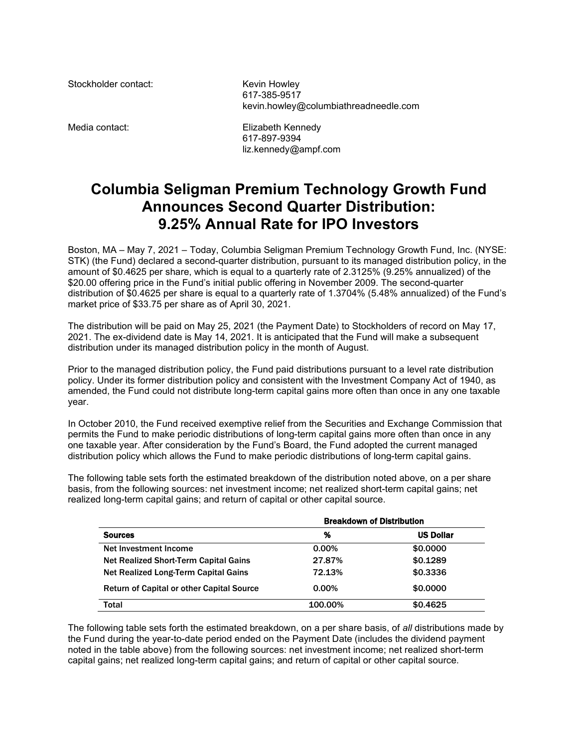Stockholder contact: Kevin Howley
617-385-9517
kevin.howley@columbiathreadneedle.com

Media contact: Elizabeth Kennedy
617-897-9394
liz.kennedy@ampf.com

# Columbia Seligman Premium Technology Growth Fund Announces Second Quarter Distribution: 9.25% Annual Rate for IPO Investors

Boston, MA – May 7, 2021 – Today, Columbia Seligman Premium Technology Growth Fund, Inc. (NYSE: STK) (the Fund) declared a second-quarter distribution, pursuant to its managed distribution policy, in the amount of $0.4625 per share, which is equal to a quarterly rate of 2.3125% (9.25% annualized) of the $20.00 offering price in the Fund's initial public offering in November 2009. The second-quarter distribution of $0.4625 per share is equal to a quarterly rate of 1.3704% (5.48% annualized) of the Fund's market price of $33.75 per share as of April 30, 2021.

The distribution will be paid on May 25, 2021 (the Payment Date) to Stockholders of record on May 17, 2021. The ex-dividend date is May 14, 2021. It is anticipated that the Fund will make a subsequent distribution under its managed distribution policy in the month of August.

Prior to the managed distribution policy, the Fund paid distributions pursuant to a level rate distribution policy. Under its former distribution policy and consistent with the Investment Company Act of 1940, as amended, the Fund could not distribute long-term capital gains more often than once in any one taxable year.

In October 2010, the Fund received exemptive relief from the Securities and Exchange Commission that permits the Fund to make periodic distributions of long-term capital gains more often than once in any one taxable year. After consideration by the Fund's Board, the Fund adopted the current managed distribution policy which allows the Fund to make periodic distributions of long-term capital gains.

The following table sets forth the estimated breakdown of the distribution noted above, on a per share basis, from the following sources: net investment income; net realized short-term capital gains; net realized long-term capital gains; and return of capital or other capital source.

| | **Breakdown of Distribution** | |
|---|---|---|
| **Sources** | **%** | **US Dollar** |
| Net Investment Income | 0.00% | $0.0000 |
| Net Realized Short-Term Capital Gains | 27.87% | $0.1289 |
| Net Realized Long-Term Capital Gains | 72.13% | $0.3336 |
| Return of Capital or other Capital Source | 0.00% | $0.0000 |
| Total | 100.00% | $0.4625 |

The following table sets forth the estimated breakdown, on a per share basis, of *all* distributions made by the Fund during the year-to-date period ended on the Payment Date (includes the dividend payment noted in the table above) from the following sources: net investment income; net realized short-term capital gains; net realized long-term capital gains; and return of capital or other capital source.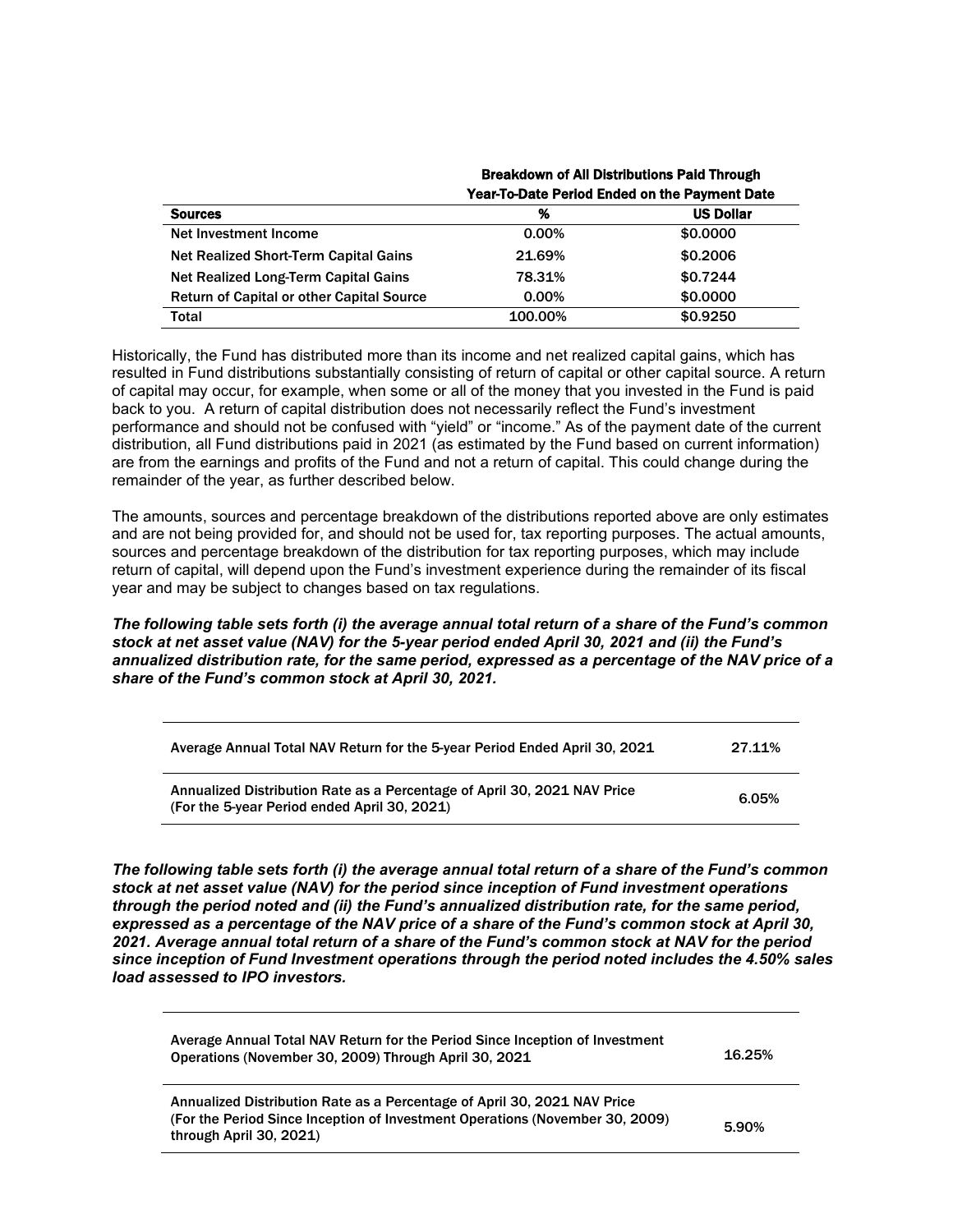| | Breakdown of All Distributions Paid Through Year-To-Date Period Ended on the Payment Date | |
|---|---|---|
| **Sources** | **%** | **US Dollar** |
| Net Investment Income | 0.00% | $0.0000 |
| Net Realized Short-Term Capital Gains | 21.69% | $0.2006 |
| Net Realized Long-Term Capital Gains | 78.31% | $0.7244 |
| Return of Capital or other Capital Source | 0.00% | $0.0000 |
| Total | 100.00% | $0.9250 |

Historically, the Fund has distributed more than its income and net realized capital gains, which has resulted in Fund distributions substantially consisting of return of capital or other capital source. A return of capital may occur, for example, when some or all of the money that you invested in the Fund is paid back to you. A return of capital distribution does not necessarily reflect the Fund's investment performance and should not be confused with "yield" or "income." As of the payment date of the current distribution, all Fund distributions paid in 2021 (as estimated by the Fund based on current information) are from the earnings and profits of the Fund and not a return of capital. This could change during the remainder of the year, as further described below.

The amounts, sources and percentage breakdown of the distributions reported above are only estimates and are not being provided for, and should not be used for, tax reporting purposes. The actual amounts, sources and percentage breakdown of the distribution for tax reporting purposes, which may include return of capital, will depend upon the Fund's investment experience during the remainder of its fiscal year and may be subject to changes based on tax regulations.

***The following table sets forth (i) the average annual total return of a share of the Fund's common stock at net asset value (NAV) for the 5-year period ended April 30, 2021 and (ii) the Fund's annualized distribution rate, for the same period, expressed as a percentage of the NAV price of a share of the Fund's common stock at April 30, 2021.***

| | |
|---|---|
| Average Annual Total NAV Return for the 5-year Period Ended April 30, 2021 | 27.11% |
| Annualized Distribution Rate as a Percentage of April 30, 2021 NAV Price (For the 5-year Period ended April 30, 2021) | 6.05% |

***The following table sets forth (i) the average annual total return of a share of the Fund's common stock at net asset value (NAV) for the period since inception of Fund investment operations through the period noted and (ii) the Fund's annualized distribution rate, for the same period, expressed as a percentage of the NAV price of a share of the Fund's common stock at April 30, 2021. Average annual total return of a share of the Fund's common stock at NAV for the period since inception of Fund Investment operations through the period noted includes the 4.50% sales load assessed to IPO investors.***

| | |
|---|---|
| Average Annual Total NAV Return for the Period Since Inception of Investment Operations (November 30, 2009) Through April 30, 2021 | 16.25% |
| Annualized Distribution Rate as a Percentage of April 30, 2021 NAV Price (For the Period Since Inception of Investment Operations (November 30, 2009) through April 30, 2021) | 5.90% |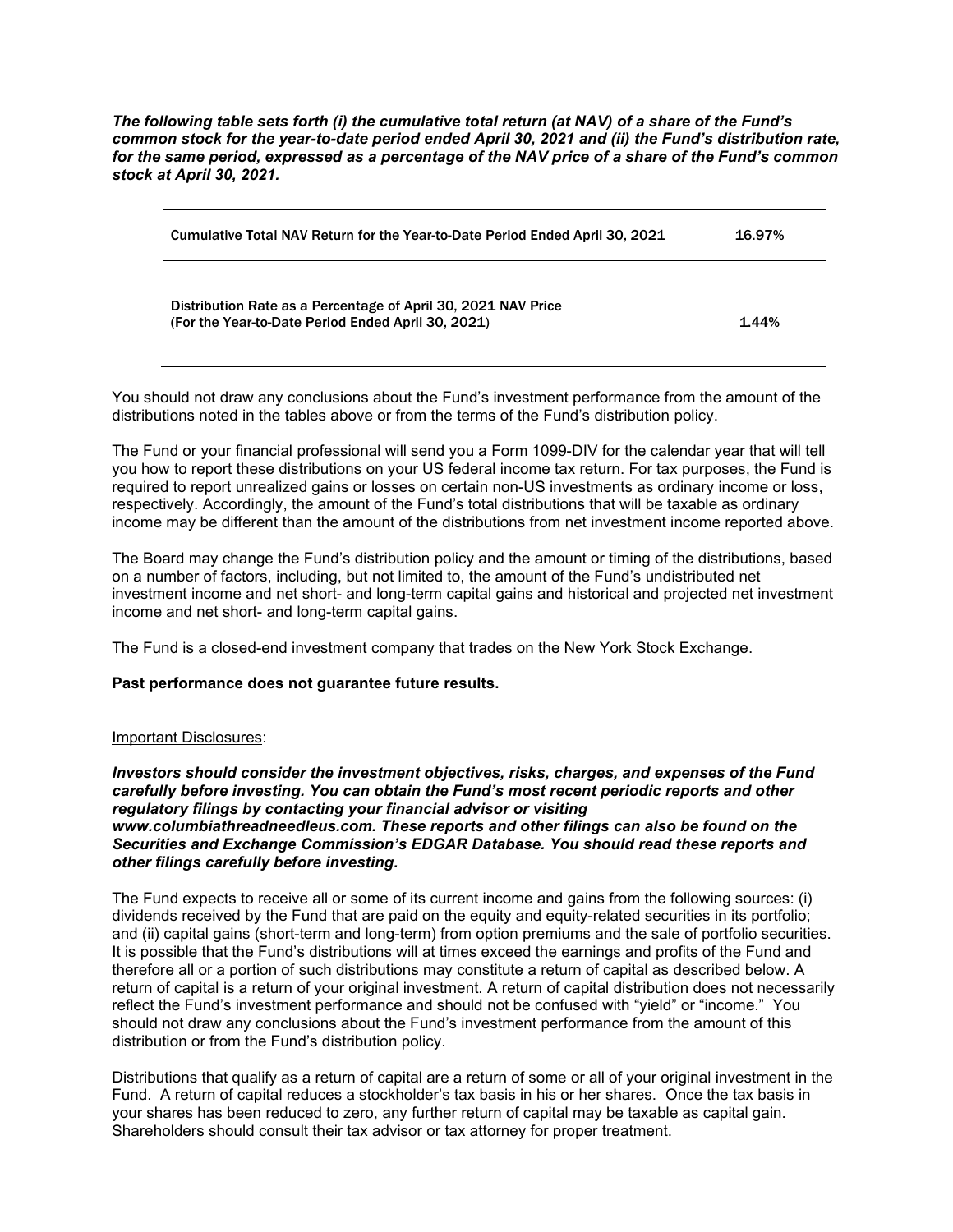***The following table sets forth (i) the cumulative total return (at NAV) of a share of the Fund's common stock for the year-to-date period ended April 30, 2021 and (ii) the Fund's distribution rate, for the same period, expressed as a percentage of the NAV price of a share of the Fund's common stock at April 30, 2021.***

| | |
|---|---|
| Cumulative Total NAV Return for the Year-to-Date Period Ended April 30, 2021 | 16.97% |
| Distribution Rate as a Percentage of April 30, 2021 NAV Price (For the Year-to-Date Period Ended April 30, 2021) | 1.44% |

You should not draw any conclusions about the Fund's investment performance from the amount of the distributions noted in the tables above or from the terms of the Fund's distribution policy.

The Fund or your financial professional will send you a Form 1099-DIV for the calendar year that will tell you how to report these distributions on your US federal income tax return. For tax purposes, the Fund is required to report unrealized gains or losses on certain non-US investments as ordinary income or loss, respectively. Accordingly, the amount of the Fund's total distributions that will be taxable as ordinary income may be different than the amount of the distributions from net investment income reported above.

The Board may change the Fund's distribution policy and the amount or timing of the distributions, based on a number of factors, including, but not limited to, the amount of the Fund's undistributed net investment income and net short- and long-term capital gains and historical and projected net investment income and net short- and long-term capital gains.

The Fund is a closed-end investment company that trades on the New York Stock Exchange.

**Past performance does not guarantee future results.**

Important Disclosures:

***Investors should consider the investment objectives, risks, charges, and expenses of the Fund carefully before investing. You can obtain the Fund's most recent periodic reports and other regulatory filings by contacting your financial advisor or visiting www.columbiathreadneedleus.com. These reports and other filings can also be found on the Securities and Exchange Commission's EDGAR Database. You should read these reports and other filings carefully before investing.***

The Fund expects to receive all or some of its current income and gains from the following sources: (i) dividends received by the Fund that are paid on the equity and equity-related securities in its portfolio; and (ii) capital gains (short-term and long-term) from option premiums and the sale of portfolio securities. It is possible that the Fund's distributions will at times exceed the earnings and profits of the Fund and therefore all or a portion of such distributions may constitute a return of capital as described below. A return of capital is a return of your original investment. A return of capital distribution does not necessarily reflect the Fund's investment performance and should not be confused with "yield" or "income." You should not draw any conclusions about the Fund's investment performance from the amount of this distribution or from the Fund's distribution policy.

Distributions that qualify as a return of capital are a return of some or all of your original investment in the Fund. A return of capital reduces a stockholder's tax basis in his or her shares. Once the tax basis in your shares has been reduced to zero, any further return of capital may be taxable as capital gain. Shareholders should consult their tax advisor or tax attorney for proper treatment.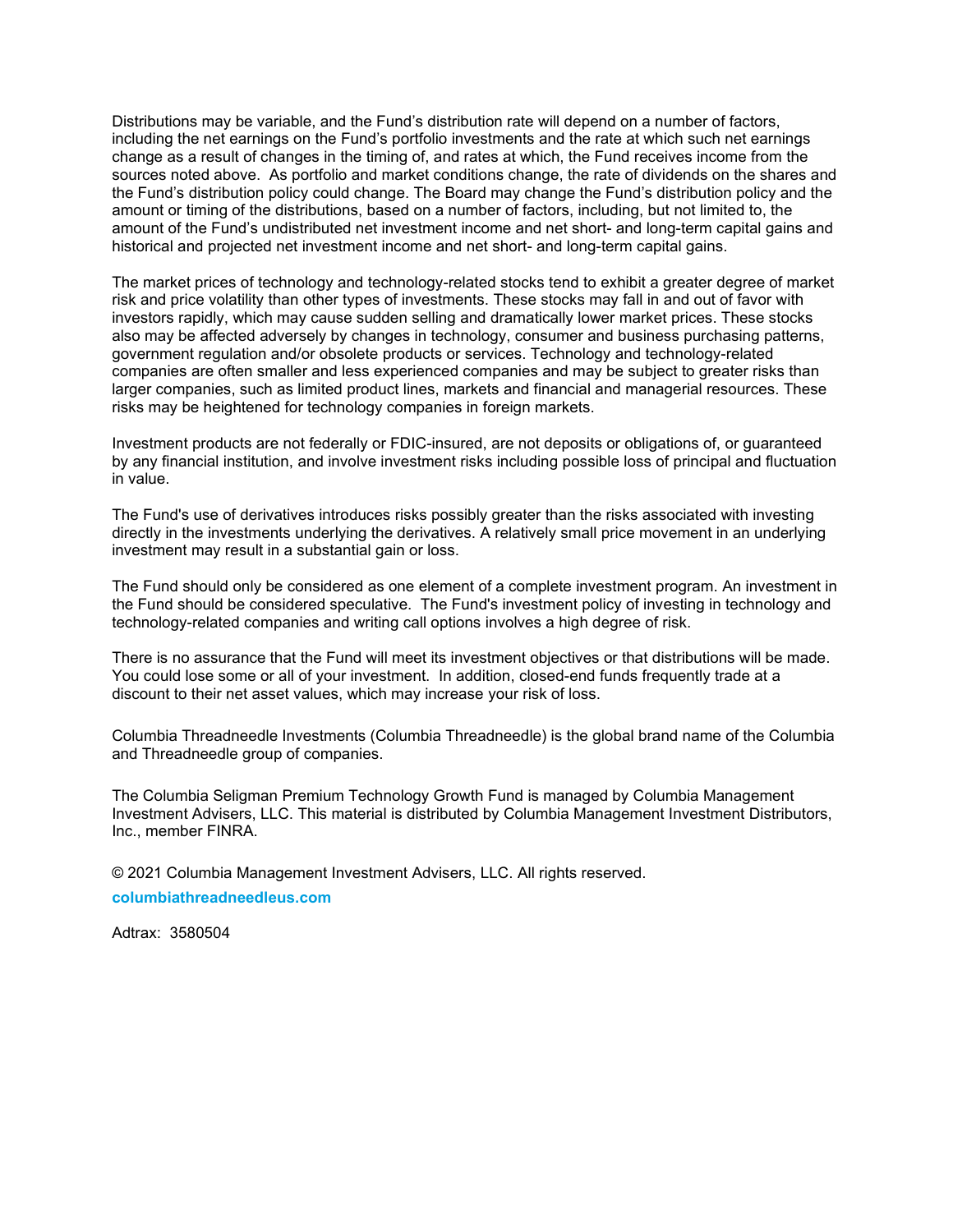Distributions may be variable, and the Fund's distribution rate will depend on a number of factors, including the net earnings on the Fund's portfolio investments and the rate at which such net earnings change as a result of changes in the timing of, and rates at which, the Fund receives income from the sources noted above. As portfolio and market conditions change, the rate of dividends on the shares and the Fund's distribution policy could change. The Board may change the Fund's distribution policy and the amount or timing of the distributions, based on a number of factors, including, but not limited to, the amount of the Fund's undistributed net investment income and net short- and long-term capital gains and historical and projected net investment income and net short- and long-term capital gains.

The market prices of technology and technology-related stocks tend to exhibit a greater degree of market risk and price volatility than other types of investments. These stocks may fall in and out of favor with investors rapidly, which may cause sudden selling and dramatically lower market prices. These stocks also may be affected adversely by changes in technology, consumer and business purchasing patterns, government regulation and/or obsolete products or services. Technology and technology-related companies are often smaller and less experienced companies and may be subject to greater risks than larger companies, such as limited product lines, markets and financial and managerial resources. These risks may be heightened for technology companies in foreign markets.

Investment products are not federally or FDIC-insured, are not deposits or obligations of, or guaranteed by any financial institution, and involve investment risks including possible loss of principal and fluctuation in value.

The Fund's use of derivatives introduces risks possibly greater than the risks associated with investing directly in the investments underlying the derivatives. A relatively small price movement in an underlying investment may result in a substantial gain or loss.

The Fund should only be considered as one element of a complete investment program. An investment in the Fund should be considered speculative. The Fund's investment policy of investing in technology and technology-related companies and writing call options involves a high degree of risk.

There is no assurance that the Fund will meet its investment objectives or that distributions will be made. You could lose some or all of your investment. In addition, closed-end funds frequently trade at a discount to their net asset values, which may increase your risk of loss.

Columbia Threadneedle Investments (Columbia Threadneedle) is the global brand name of the Columbia and Threadneedle group of companies.

The Columbia Seligman Premium Technology Growth Fund is managed by Columbia Management Investment Advisers, LLC. This material is distributed by Columbia Management Investment Distributors, Inc., member FINRA.

© 2021 Columbia Management Investment Advisers, LLC. All rights reserved.

**columbiathreadneedleus.com**

Adtrax: 3580504